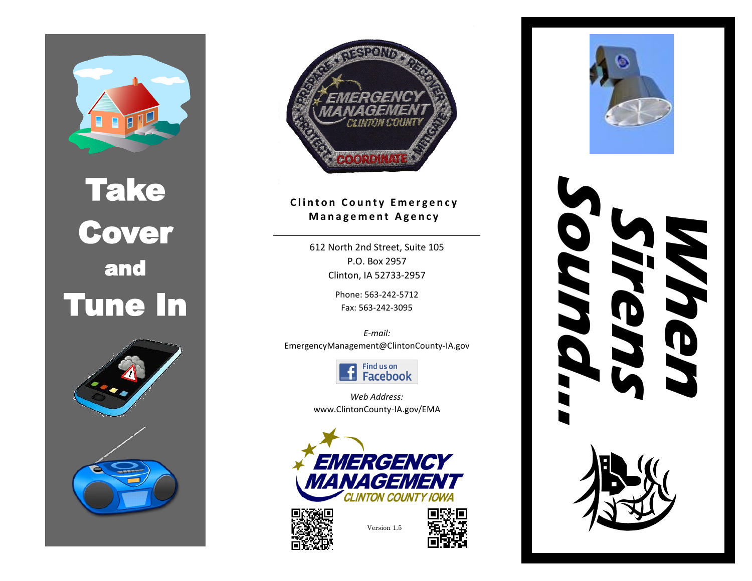# Take Cover and Tune In

EMERGENCY MANAGEMENT CLINTON COUNTY

PREPARE • RESPOND • RECOVER • MITIGATE • COORDINATE • PROTECT

**Clinton County Emergency Management Agency**

---

612 North 2nd Street, Suite 105
P.O. Box 2957
Clinton, IA 52733-2957

Phone: 563-242-5712
Fax: 563-242-3095

*E-mail:*
EmergencyManagement@ClintonCounty-IA.gov

Find us on Facebook

*Web Address:*
www.ClintonCounty-IA.gov/EMA

EMERGENCY MANAGEMENT CLINTON COUNTY IOWA

Version 1.5

# When Sirens Sound...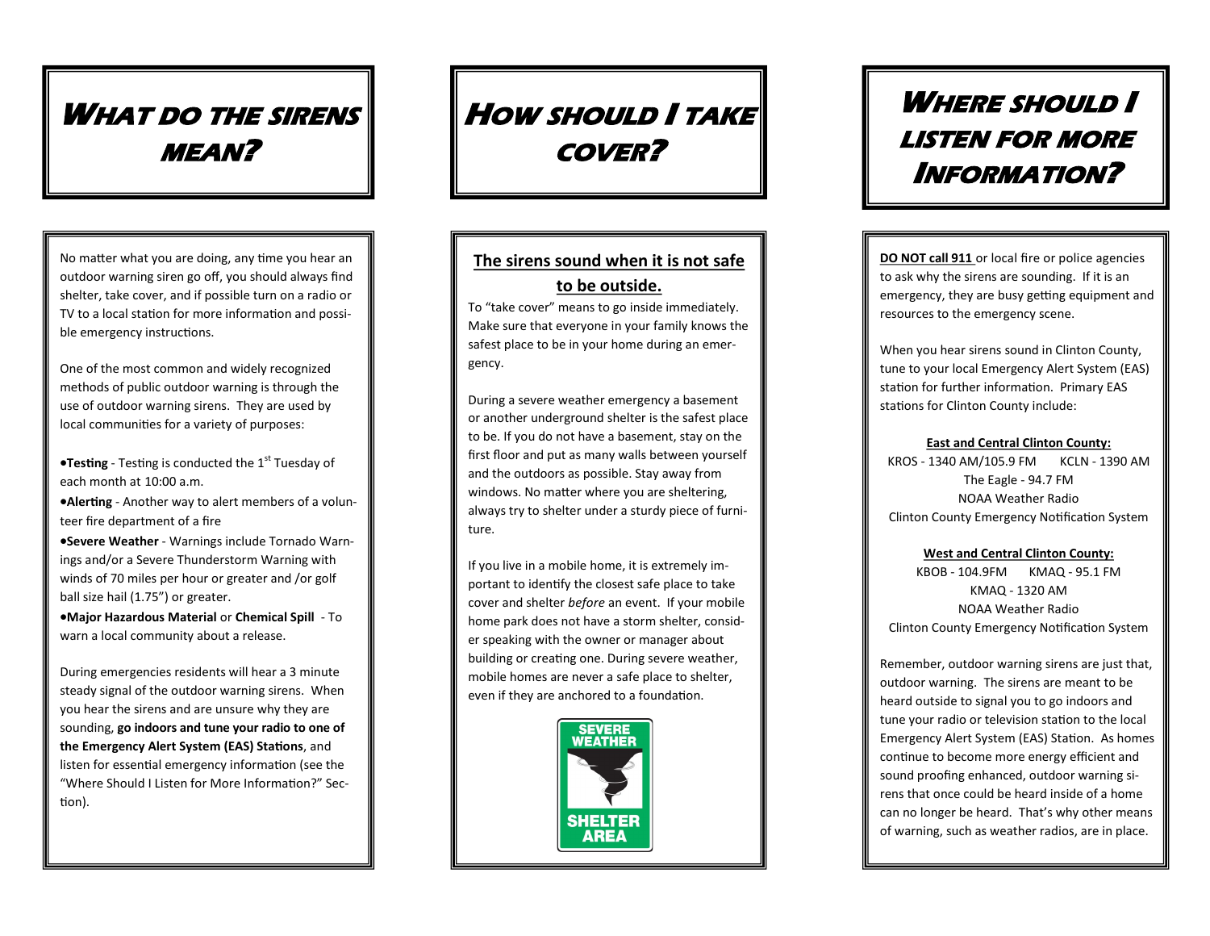# What do the sirens mean?

No matter what you are doing, any time you hear an outdoor warning siren go off, you should always find shelter, take cover, and if possible turn on a radio or TV to a local station for more information and possible emergency instructions.

One of the most common and widely recognized methods of public outdoor warning is through the use of outdoor warning sirens. They are used by local communities for a variety of purposes:

- **Testing** - Testing is conducted the 1st Tuesday of each month at 10:00 a.m.
- **Alerting** - Another way to alert members of a volunteer fire department of a fire
- **Severe Weather** - Warnings include Tornado Warnings and/or a Severe Thunderstorm Warning with winds of 70 miles per hour or greater and /or golf ball size hail (1.75") or greater.
- **Major Hazardous Material** or **Chemical Spill** - To warn a local community about a release.

During emergencies residents will hear a 3 minute steady signal of the outdoor warning sirens. When you hear the sirens and are unsure why they are sounding, **go indoors and tune your radio to one of the Emergency Alert System (EAS) Stations**, and listen for essential emergency information (see the "Where Should I Listen for More Information?" Section).

# How should I take cover?

## The sirens sound when it is not safe to be outside.

To "take cover" means to go inside immediately. Make sure that everyone in your family knows the safest place to be in your home during an emergency.

During a severe weather emergency a basement or another underground shelter is the safest place to be. If you do not have a basement, stay on the first floor and put as many walls between yourself and the outdoors as possible. Stay away from windows. No matter where you are sheltering, always try to shelter under a sturdy piece of furniture.

If you live in a mobile home, it is extremely important to identify the closest safe place to take cover and shelter *before* an event. If your mobile home park does not have a storm shelter, consider speaking with the owner or manager about building or creating one. During severe weather, mobile homes are never a safe place to shelter, even if they are anchored to a foundation.

SEVERE WEATHER SHELTER AREA

# Where should I listen for more Information?

**DO NOT call 911** or local fire or police agencies to ask why the sirens are sounding. If it is an emergency, they are busy getting equipment and resources to the emergency scene.

When you hear sirens sound in Clinton County, tune to your local Emergency Alert System (EAS) station for further information. Primary EAS stations for Clinton County include:

**East and Central Clinton County:**

KROS - 1340 AM/105.9 FM KCLN - 1390 AM
The Eagle - 94.7 FM
NOAA Weather Radio
Clinton County Emergency Notification System

**West and Central Clinton County:**

KBOB - 104.9FM KMAQ - 95.1 FM
KMAQ - 1320 AM
NOAA Weather Radio
Clinton County Emergency Notification System

Remember, outdoor warning sirens are just that, outdoor warning. The sirens are meant to be heard outside to signal you to go indoors and tune your radio or television station to the local Emergency Alert System (EAS) Station. As homes continue to become more energy efficient and sound proofing enhanced, outdoor warning sirens that once could be heard inside of a home can no longer be heard. That's why other means of warning, such as weather radios, are in place.